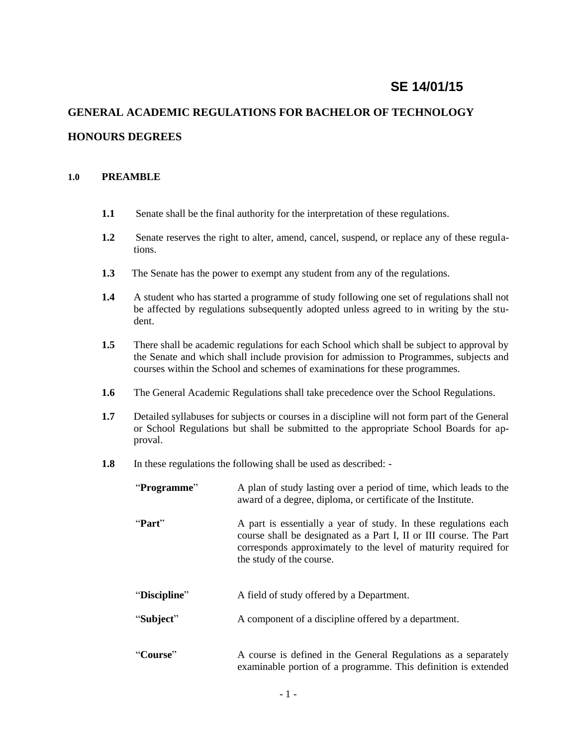**SE 14/01/15**

# GENERAL ACADEMIC REGULATIONS FOR BACHELOR OF TECHNOLOGY HONOURS DEGREES

## 1.0 PREAMBLE

**1.1** Senate shall be the final authority for the interpretation of these regulations.

**1.2** Senate reserves the right to alter, amend, cancel, suspend, or replace any of these regulations.

**1.3** The Senate has the power to exempt any student from any of the regulations.

**1.4** A student who has started a programme of study following one set of regulations shall not be affected by regulations subsequently adopted unless agreed to in writing by the student.

**1.5** There shall be academic regulations for each School which shall be subject to approval by the Senate and which shall include provision for admission to Programmes, subjects and courses within the School and schemes of examinations for these programmes.

**1.6** The General Academic Regulations shall take precedence over the School Regulations.

**1.7** Detailed syllabuses for subjects or courses in a discipline will not form part of the General or School Regulations but shall be submitted to the appropriate School Boards for approval.

**1.8** In these regulations the following shall be used as described: -

| | |
|---|---|
| "**Programme**" | A plan of study lasting over a period of time, which leads to the award of a degree, diploma, or certificate of the Institute. |
| "**Part**" | A part is essentially a year of study. In these regulations each course shall be designated as a Part I, II or III course. The Part corresponds approximately to the level of maturity required for the study of the course. |
| "**Discipline**" | A field of study offered by a Department. |
| "**Subject**" | A component of a discipline offered by a department. |
| "**Course**" | A course is defined in the General Regulations as a separately examinable portion of a programme. This definition is extended |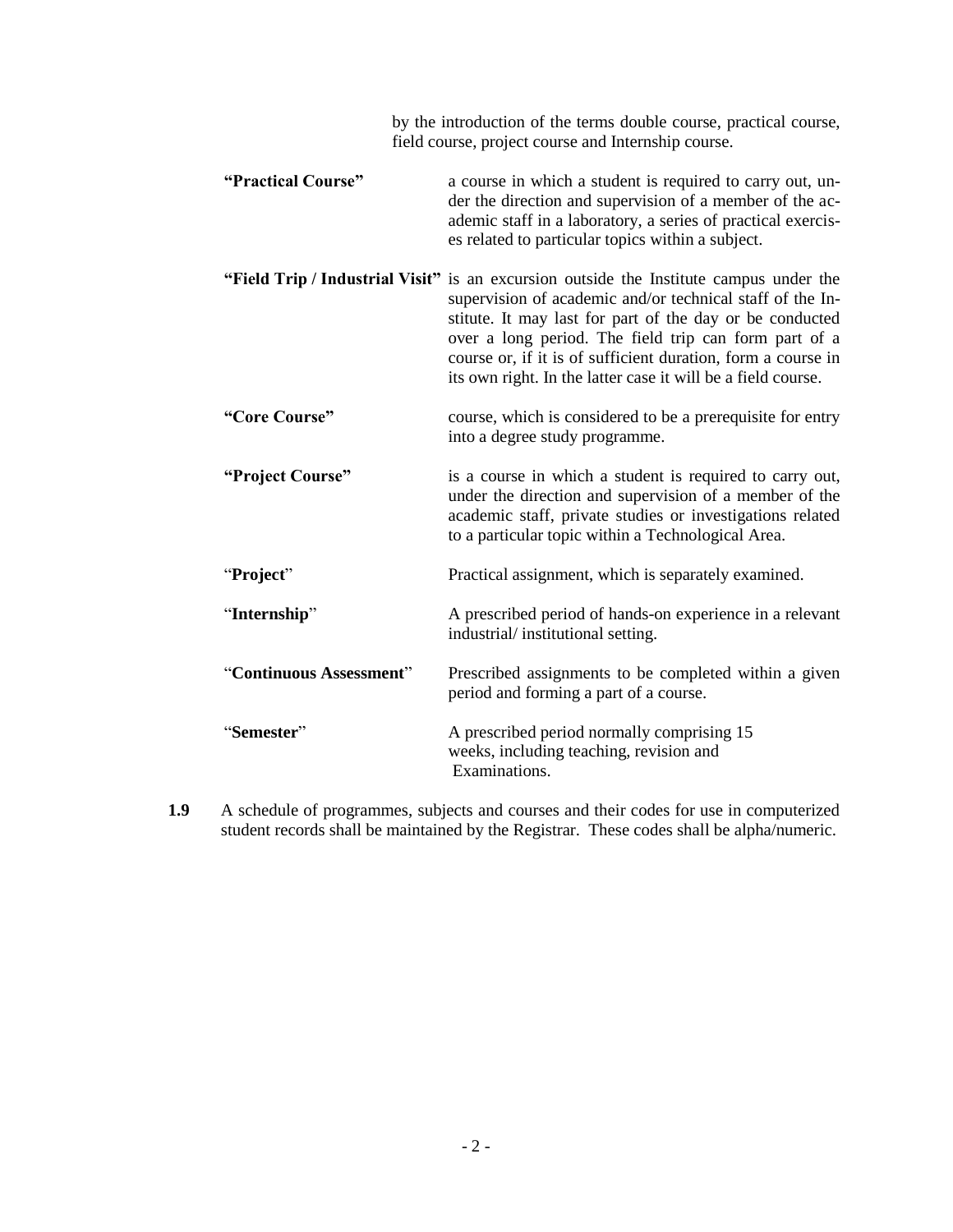by the introduction of the terms double course, practical course, field course, project course and Internship course.

| | |
|---|---|
| **"Practical Course"** | a course in which a student is required to carry out, under the direction and supervision of a member of the academic staff in a laboratory, a series of practical exercises related to particular topics within a subject. |
| **"Field Trip / Industrial Visit"** | is an excursion outside the Institute campus under the supervision of academic and/or technical staff of the Institute. It may last for part of the day or be conducted over a long period. The field trip can form part of a course or, if it is of sufficient duration, form a course in its own right. In the latter case it will be a field course. |
| **"Core Course"** | course, which is considered to be a prerequisite for entry into a degree study programme. |
| **"Project Course"** | is a course in which a student is required to carry out, under the direction and supervision of a member of the academic staff, private studies or investigations related to a particular topic within a Technological Area. |
| "**Project**" | Practical assignment, which is separately examined. |
| "**Internship**" | A prescribed period of hands-on experience in a relevant industrial/ institutional setting. |
| "**Continuous Assessment**" | Prescribed assignments to be completed within a given period and forming a part of a course. |
| "**Semester**" | A prescribed period normally comprising 15 weeks, including teaching, revision and Examinations. |

**1.9** A schedule of programmes, subjects and courses and their codes for use in computerized student records shall be maintained by the Registrar. These codes shall be alpha/numeric.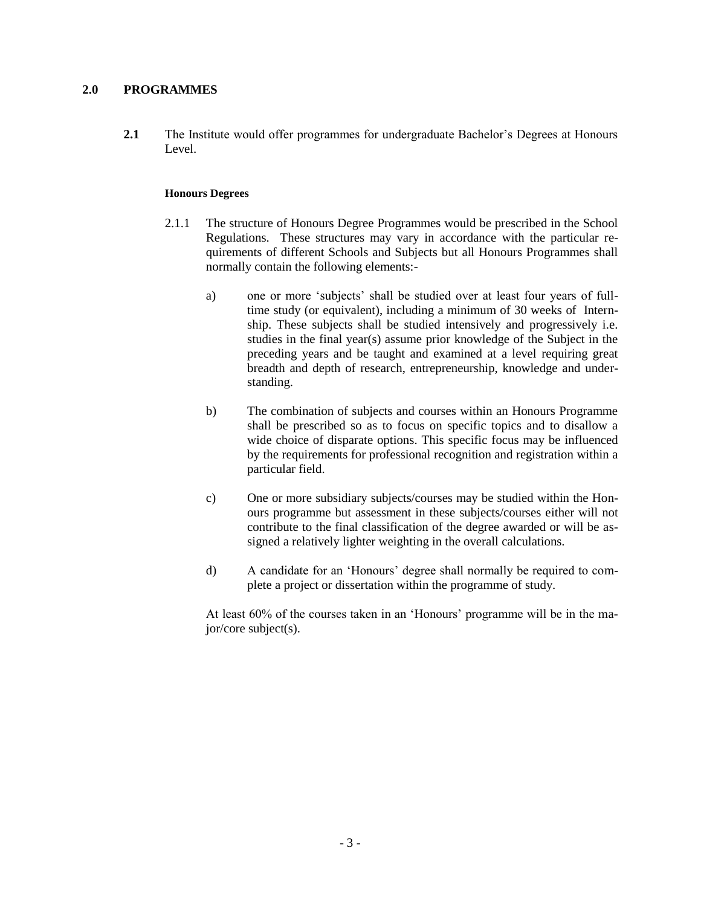## 2.0 PROGRAMMES

**2.1** The Institute would offer programmes for undergraduate Bachelor's Degrees at Honours Level.

#### Honours Degrees

2.1.1 The structure of Honours Degree Programmes would be prescribed in the School Regulations. These structures may vary in accordance with the particular requirements of different Schools and Subjects but all Honours Programmes shall normally contain the following elements:-

a) one or more 'subjects' shall be studied over at least four years of full-time study (or equivalent), including a minimum of 30 weeks of Internship. These subjects shall be studied intensively and progressively i.e. studies in the final year(s) assume prior knowledge of the Subject in the preceding years and be taught and examined at a level requiring great breadth and depth of research, entrepreneurship, knowledge and understanding.

b) The combination of subjects and courses within an Honours Programme shall be prescribed so as to focus on specific topics and to disallow a wide choice of disparate options. This specific focus may be influenced by the requirements for professional recognition and registration within a particular field.

c) One or more subsidiary subjects/courses may be studied within the Honours programme but assessment in these subjects/courses either will not contribute to the final classification of the degree awarded or will be assigned a relatively lighter weighting in the overall calculations.

d) A candidate for an 'Honours' degree shall normally be required to complete a project or dissertation within the programme of study.

At least 60% of the courses taken in an 'Honours' programme will be in the major/core subject(s).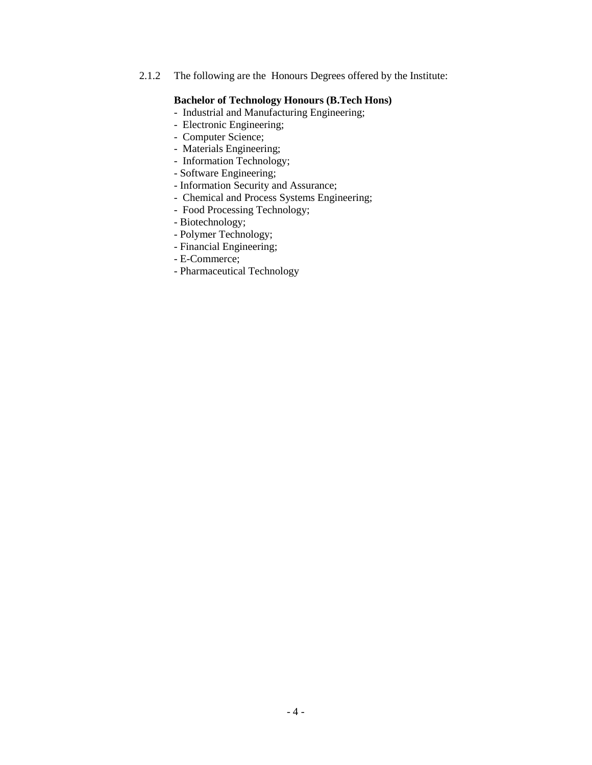2.1.2 The following are the Honours Degrees offered by the Institute:

**Bachelor of Technology Honours (B.Tech Hons)**

- Industrial and Manufacturing Engineering;
- Electronic Engineering;
- Computer Science;
- Materials Engineering;
- Information Technology;
- Software Engineering;
- Information Security and Assurance;
- Chemical and Process Systems Engineering;
- Food Processing Technology;
- Biotechnology;
- Polymer Technology;
- Financial Engineering;
- E-Commerce;
- Pharmaceutical Technology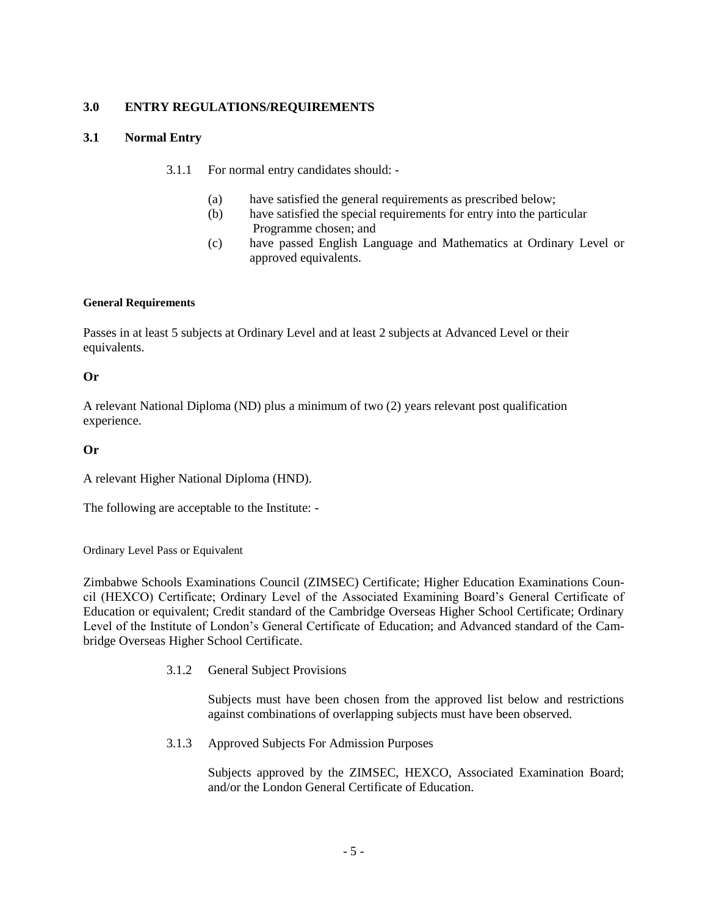## 3.0 ENTRY REGULATIONS/REQUIREMENTS

### 3.1 Normal Entry

3.1.1 For normal entry candidates should: -

(a) have satisfied the general requirements as prescribed below;
(b) have satisfied the special requirements for entry into the particular Programme chosen; and
(c) have passed English Language and Mathematics at Ordinary Level or approved equivalents.

**General Requirements**

Passes in at least 5 subjects at Ordinary Level and at least 2 subjects at Advanced Level or their equivalents.

**Or**

A relevant National Diploma (ND) plus a minimum of two (2) years relevant post qualification experience.

**Or**

A relevant Higher National Diploma (HND).

The following are acceptable to the Institute: -

Ordinary Level Pass or Equivalent

Zimbabwe Schools Examinations Council (ZIMSEC) Certificate; Higher Education Examinations Council (HEXCO) Certificate; Ordinary Level of the Associated Examining Board's General Certificate of Education or equivalent; Credit standard of the Cambridge Overseas Higher School Certificate; Ordinary Level of the Institute of London's General Certificate of Education; and Advanced standard of the Cambridge Overseas Higher School Certificate.

3.1.2 General Subject Provisions

Subjects must have been chosen from the approved list below and restrictions against combinations of overlapping subjects must have been observed.

3.1.3 Approved Subjects For Admission Purposes

Subjects approved by the ZIMSEC, HEXCO, Associated Examination Board; and/or the London General Certificate of Education.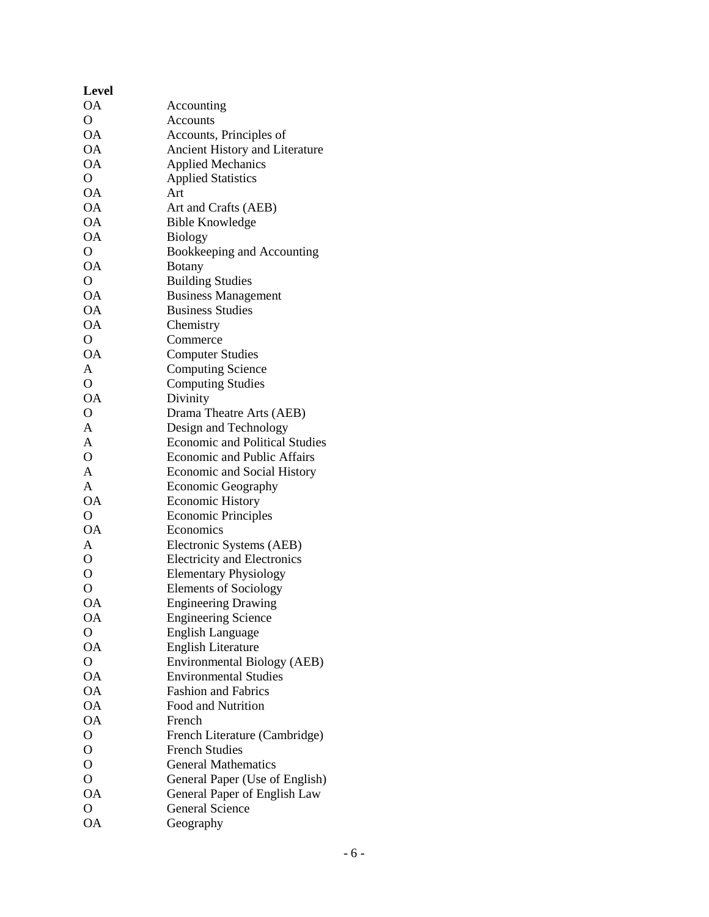| Level | |
|---|---|
| OA | Accounting |
| O | Accounts |
| OA | Accounts, Principles of |
| OA | Ancient History and Literature |
| OA | Applied Mechanics |
| O | Applied Statistics |
| OA | Art |
| OA | Art and Crafts (AEB) |
| OA | Bible Knowledge |
| OA | Biology |
| O | Bookkeeping and Accounting |
| OA | Botany |
| O | Building Studies |
| OA | Business Management |
| OA | Business Studies |
| OA | Chemistry |
| O | Commerce |
| OA | Computer Studies |
| A | Computing Science |
| O | Computing Studies |
| OA | Divinity |
| O | Drama Theatre Arts (AEB) |
| A | Design and Technology |
| A | Economic and Political Studies |
| O | Economic and Public Affairs |
| A | Economic and Social History |
| A | Economic Geography |
| OA | Economic History |
| O | Economic Principles |
| OA | Economics |
| A | Electronic Systems (AEB) |
| O | Electricity and Electronics |
| O | Elementary Physiology |
| O | Elements of Sociology |
| OA | Engineering Drawing |
| OA | Engineering Science |
| O | English Language |
| OA | English Literature |
| O | Environmental Biology (AEB) |
| OA | Environmental Studies |
| OA | Fashion and Fabrics |
| OA | Food and Nutrition |
| OA | French |
| O | French Literature (Cambridge) |
| O | French Studies |
| O | General Mathematics |
| O | General Paper (Use of English) |
| OA | General Paper of English Law |
| O | General Science |
| OA | Geography |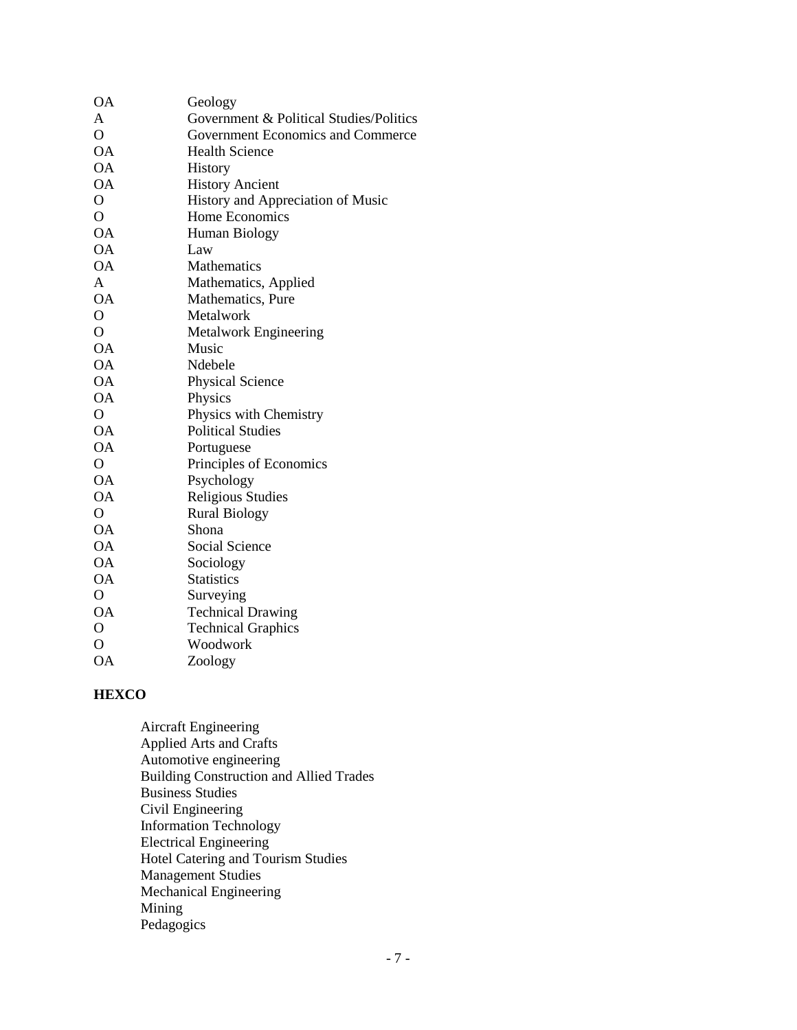| | |
|---|---|
| OA | Geology |
| A | Government & Political Studies/Politics |
| O | Government Economics and Commerce |
| OA | Health Science |
| OA | History |
| OA | History Ancient |
| O | History and Appreciation of Music |
| O | Home Economics |
| OA | Human Biology |
| OA | Law |
| OA | Mathematics |
| A | Mathematics, Applied |
| OA | Mathematics, Pure |
| O | Metalwork |
| O | Metalwork Engineering |
| OA | Music |
| OA | Ndebele |
| OA | Physical Science |
| OA | Physics |
| O | Physics with Chemistry |
| OA | Political Studies |
| OA | Portuguese |
| O | Principles of Economics |
| OA | Psychology |
| OA | Religious Studies |
| O | Rural Biology |
| OA | Shona |
| OA | Social Science |
| OA | Sociology |
| OA | Statistics |
| O | Surveying |
| OA | Technical Drawing |
| O | Technical Graphics |
| O | Woodwork |
| OA | Zoology |

**HEXCO**

- Aircraft Engineering
- Applied Arts and Crafts
- Automotive engineering
- Building Construction and Allied Trades
- Business Studies
- Civil Engineering
- Information Technology
- Electrical Engineering
- Hotel Catering and Tourism Studies
- Management Studies
- Mechanical Engineering
- Mining
- Pedagogics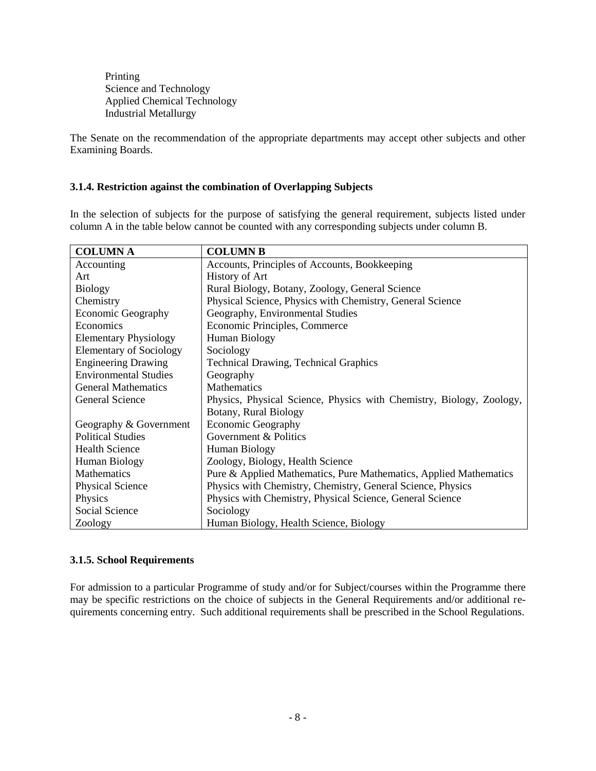Printing
Science and Technology
Applied Chemical Technology
Industrial Metallurgy

The Senate on the recommendation of the appropriate departments may accept other subjects and other Examining Boards.

### 3.1.4. Restriction against the combination of Overlapping Subjects

In the selection of subjects for the purpose of satisfying the general requirement, subjects listed under column A in the table below cannot be counted with any corresponding subjects under column B.

| COLUMN A | COLUMN B |
|---|---|
| Accounting | Accounts, Principles of Accounts, Bookkeeping |
| Art | History of Art |
| Biology | Rural Biology, Botany, Zoology, General Science |
| Chemistry | Physical Science, Physics with Chemistry, General Science |
| Economic Geography | Geography, Environmental Studies |
| Economics | Economic Principles, Commerce |
| Elementary Physiology | Human Biology |
| Elementary of Sociology | Sociology |
| Engineering Drawing | Technical Drawing, Technical Graphics |
| Environmental Studies | Geography |
| General Mathematics | Mathematics |
| General Science | Physics, Physical Science, Physics with Chemistry, Biology, Zoology, Botany, Rural Biology |
| Geography & Government | Economic Geography |
| Political Studies | Government & Politics |
| Health Science | Human Biology |
| Human Biology | Zoology, Biology, Health Science |
| Mathematics | Pure & Applied Mathematics, Pure Mathematics, Applied Mathematics |
| Physical Science | Physics with Chemistry, Chemistry, General Science, Physics |
| Physics | Physics with Chemistry, Physical Science, General Science |
| Social Science | Sociology |
| Zoology | Human Biology, Health Science, Biology |

### 3.1.5. School Requirements

For admission to a particular Programme of study and/or for Subject/courses within the Programme there may be specific restrictions on the choice of subjects in the General Requirements and/or additional requirements concerning entry. Such additional requirements shall be prescribed in the School Regulations.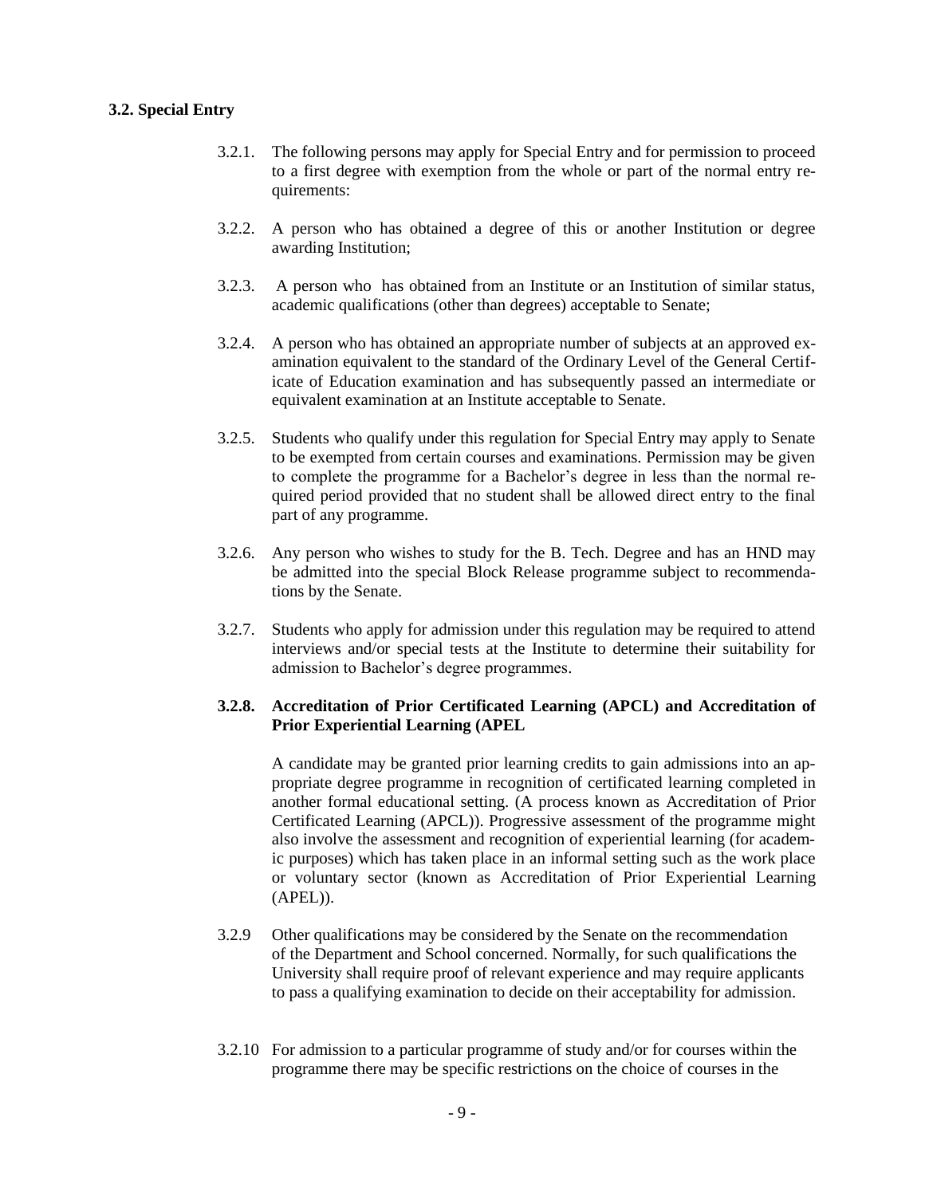### 3.2. Special Entry

3.2.1. The following persons may apply for Special Entry and for permission to proceed to a first degree with exemption from the whole or part of the normal entry requirements:

3.2.2. A person who has obtained a degree of this or another Institution or degree awarding Institution;

3.2.3. A person who has obtained from an Institute or an Institution of similar status, academic qualifications (other than degrees) acceptable to Senate;

3.2.4. A person who has obtained an appropriate number of subjects at an approved examination equivalent to the standard of the Ordinary Level of the General Certificate of Education examination and has subsequently passed an intermediate or equivalent examination at an Institute acceptable to Senate.

3.2.5. Students who qualify under this regulation for Special Entry may apply to Senate to be exempted from certain courses and examinations. Permission may be given to complete the programme for a Bachelor's degree in less than the normal required period provided that no student shall be allowed direct entry to the final part of any programme.

3.2.6. Any person who wishes to study for the B. Tech. Degree and has an HND may be admitted into the special Block Release programme subject to recommendations by the Senate.

3.2.7. Students who apply for admission under this regulation may be required to attend interviews and/or special tests at the Institute to determine their suitability for admission to Bachelor's degree programmes.

**3.2.8. Accreditation of Prior Certificated Learning (APCL) and Accreditation of Prior Experiential Learning (APEL**

A candidate may be granted prior learning credits to gain admissions into an appropriate degree programme in recognition of certificated learning completed in another formal educational setting. (A process known as Accreditation of Prior Certificated Learning (APCL)). Progressive assessment of the programme might also involve the assessment and recognition of experiential learning (for academic purposes) which has taken place in an informal setting such as the work place or voluntary sector (known as Accreditation of Prior Experiential Learning (APEL)).

3.2.9 Other qualifications may be considered by the Senate on the recommendation of the Department and School concerned. Normally, for such qualifications the University shall require proof of relevant experience and may require applicants to pass a qualifying examination to decide on their acceptability for admission.

3.2.10 For admission to a particular programme of study and/or for courses within the programme there may be specific restrictions on the choice of courses in the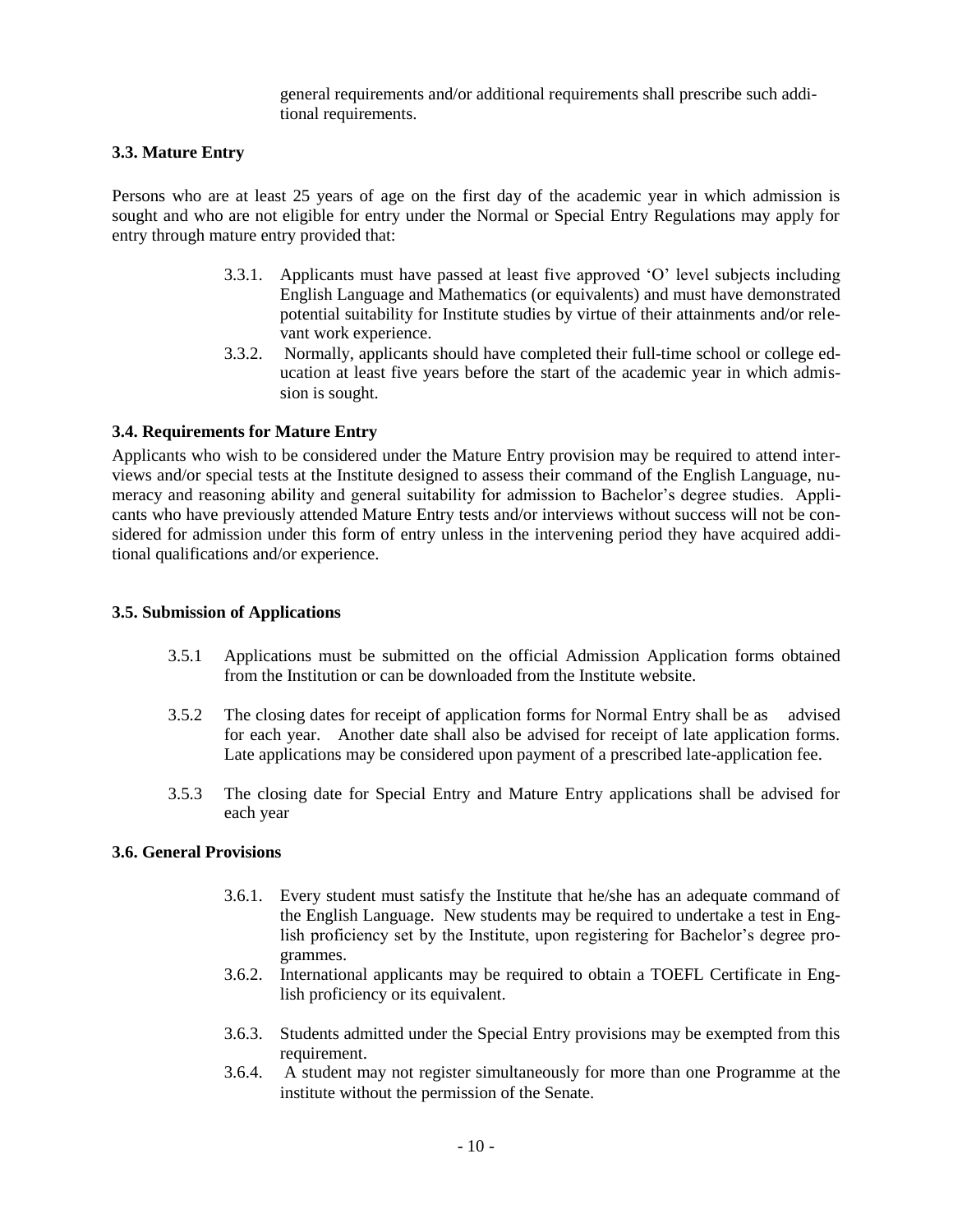general requirements and/or additional requirements shall prescribe such additional requirements.

### 3.3. Mature Entry

Persons who are at least 25 years of age on the first day of the academic year in which admission is sought and who are not eligible for entry under the Normal or Special Entry Regulations may apply for entry through mature entry provided that:

3.3.1. Applicants must have passed at least five approved 'O' level subjects including English Language and Mathematics (or equivalents) and must have demonstrated potential suitability for Institute studies by virtue of their attainments and/or relevant work experience.

3.3.2. Normally, applicants should have completed their full-time school or college education at least five years before the start of the academic year in which admission is sought.

### 3.4. Requirements for Mature Entry

Applicants who wish to be considered under the Mature Entry provision may be required to attend interviews and/or special tests at the Institute designed to assess their command of the English Language, numeracy and reasoning ability and general suitability for admission to Bachelor's degree studies. Applicants who have previously attended Mature Entry tests and/or interviews without success will not be considered for admission under this form of entry unless in the intervening period they have acquired additional qualifications and/or experience.

### 3.5. Submission of Applications

3.5.1 Applications must be submitted on the official Admission Application forms obtained from the Institution or can be downloaded from the Institute website.

3.5.2 The closing dates for receipt of application forms for Normal Entry shall be as advised for each year. Another date shall also be advised for receipt of late application forms. Late applications may be considered upon payment of a prescribed late-application fee.

3.5.3 The closing date for Special Entry and Mature Entry applications shall be advised for each year

### 3.6. General Provisions

3.6.1. Every student must satisfy the Institute that he/she has an adequate command of the English Language. New students may be required to undertake a test in English proficiency set by the Institute, upon registering for Bachelor's degree programmes.

3.6.2. International applicants may be required to obtain a TOEFL Certificate in English proficiency or its equivalent.

3.6.3. Students admitted under the Special Entry provisions may be exempted from this requirement.

3.6.4. A student may not register simultaneously for more than one Programme at the institute without the permission of the Senate.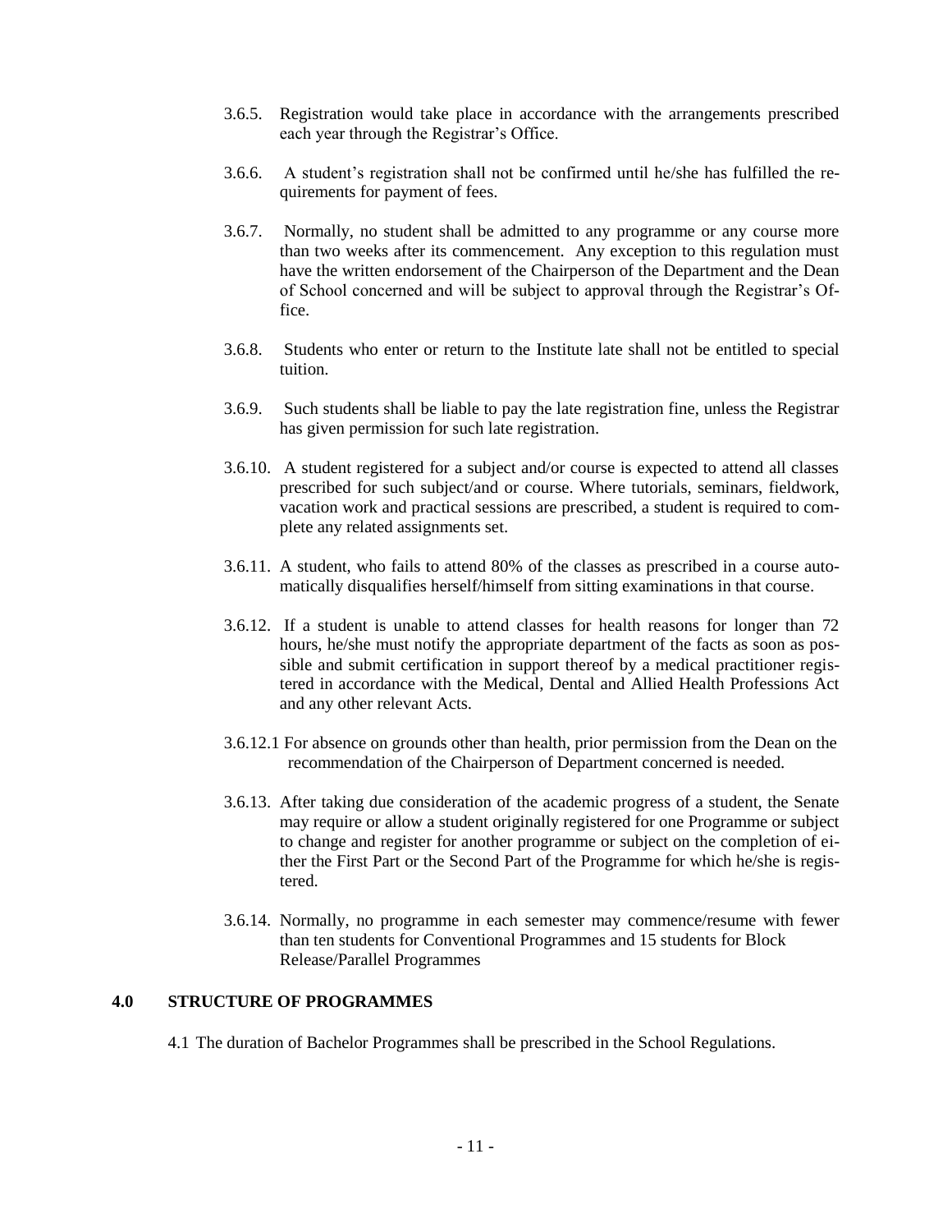3.6.5. Registration would take place in accordance with the arrangements prescribed each year through the Registrar's Office.

3.6.6. A student's registration shall not be confirmed until he/she has fulfilled the requirements for payment of fees.

3.6.7. Normally, no student shall be admitted to any programme or any course more than two weeks after its commencement. Any exception to this regulation must have the written endorsement of the Chairperson of the Department and the Dean of School concerned and will be subject to approval through the Registrar's Office.

3.6.8. Students who enter or return to the Institute late shall not be entitled to special tuition.

3.6.9. Such students shall be liable to pay the late registration fine, unless the Registrar has given permission for such late registration.

3.6.10. A student registered for a subject and/or course is expected to attend all classes prescribed for such subject/and or course. Where tutorials, seminars, fieldwork, vacation work and practical sessions are prescribed, a student is required to complete any related assignments set.

3.6.11. A student, who fails to attend 80% of the classes as prescribed in a course automatically disqualifies herself/himself from sitting examinations in that course.

3.6.12. If a student is unable to attend classes for health reasons for longer than 72 hours, he/she must notify the appropriate department of the facts as soon as possible and submit certification in support thereof by a medical practitioner registered in accordance with the Medical, Dental and Allied Health Professions Act and any other relevant Acts.

3.6.12.1 For absence on grounds other than health, prior permission from the Dean on the recommendation of the Chairperson of Department concerned is needed.

3.6.13. After taking due consideration of the academic progress of a student, the Senate may require or allow a student originally registered for one Programme or subject to change and register for another programme or subject on the completion of either the First Part or the Second Part of the Programme for which he/she is registered.

3.6.14. Normally, no programme in each semester may commence/resume with fewer than ten students for Conventional Programmes and 15 students for Block Release/Parallel Programmes

## 4.0 STRUCTURE OF PROGRAMMES

4.1 The duration of Bachelor Programmes shall be prescribed in the School Regulations.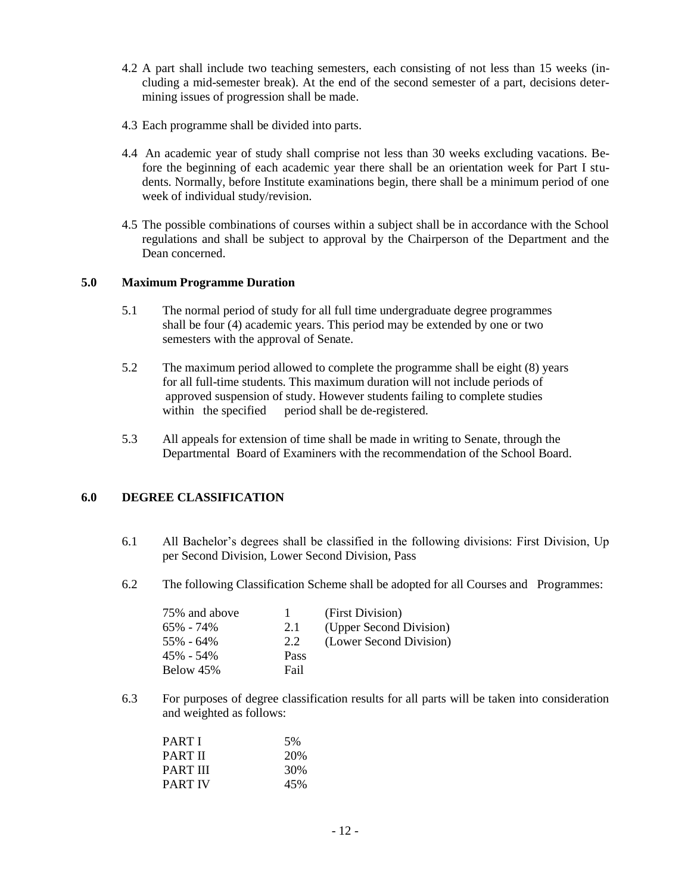4.2 A part shall include two teaching semesters, each consisting of not less than 15 weeks (including a mid-semester break). At the end of the second semester of a part, decisions determining issues of progression shall be made.

4.3 Each programme shall be divided into parts.

4.4 An academic year of study shall comprise not less than 30 weeks excluding vacations. Before the beginning of each academic year there shall be an orientation week for Part I students. Normally, before Institute examinations begin, there shall be a minimum period of one week of individual study/revision.

4.5 The possible combinations of courses within a subject shall be in accordance with the School regulations and shall be subject to approval by the Chairperson of the Department and the Dean concerned.

## 5.0 Maximum Programme Duration

5.1 The normal period of study for all full time undergraduate degree programmes shall be four (4) academic years. This period may be extended by one or two semesters with the approval of Senate.

5.2 The maximum period allowed to complete the programme shall be eight (8) years for all full-time students. This maximum duration will not include periods of approved suspension of study. However students failing to complete studies within the specified period shall be de-registered.

5.3 All appeals for extension of time shall be made in writing to Senate, through the Departmental Board of Examiners with the recommendation of the School Board.

## 6.0 DEGREE CLASSIFICATION

6.1 All Bachelor's degrees shall be classified in the following divisions: First Division, Upper Second Division, Lower Second Division, Pass

6.2 The following Classification Scheme shall be adopted for all Courses and Programmes:

| | | |
|---|---|---|
| 75% and above | 1 | (First Division) |
| 65% - 74% | 2.1 | (Upper Second Division) |
| 55% - 64% | 2.2 | (Lower Second Division) |
| 45% - 54% | Pass | |
| Below 45% | Fail | |

6.3 For purposes of degree classification results for all parts will be taken into consideration and weighted as follows:

| | |
|---|---|
| PART I | 5% |
| PART II | 20% |
| PART III | 30% |
| PART IV | 45% |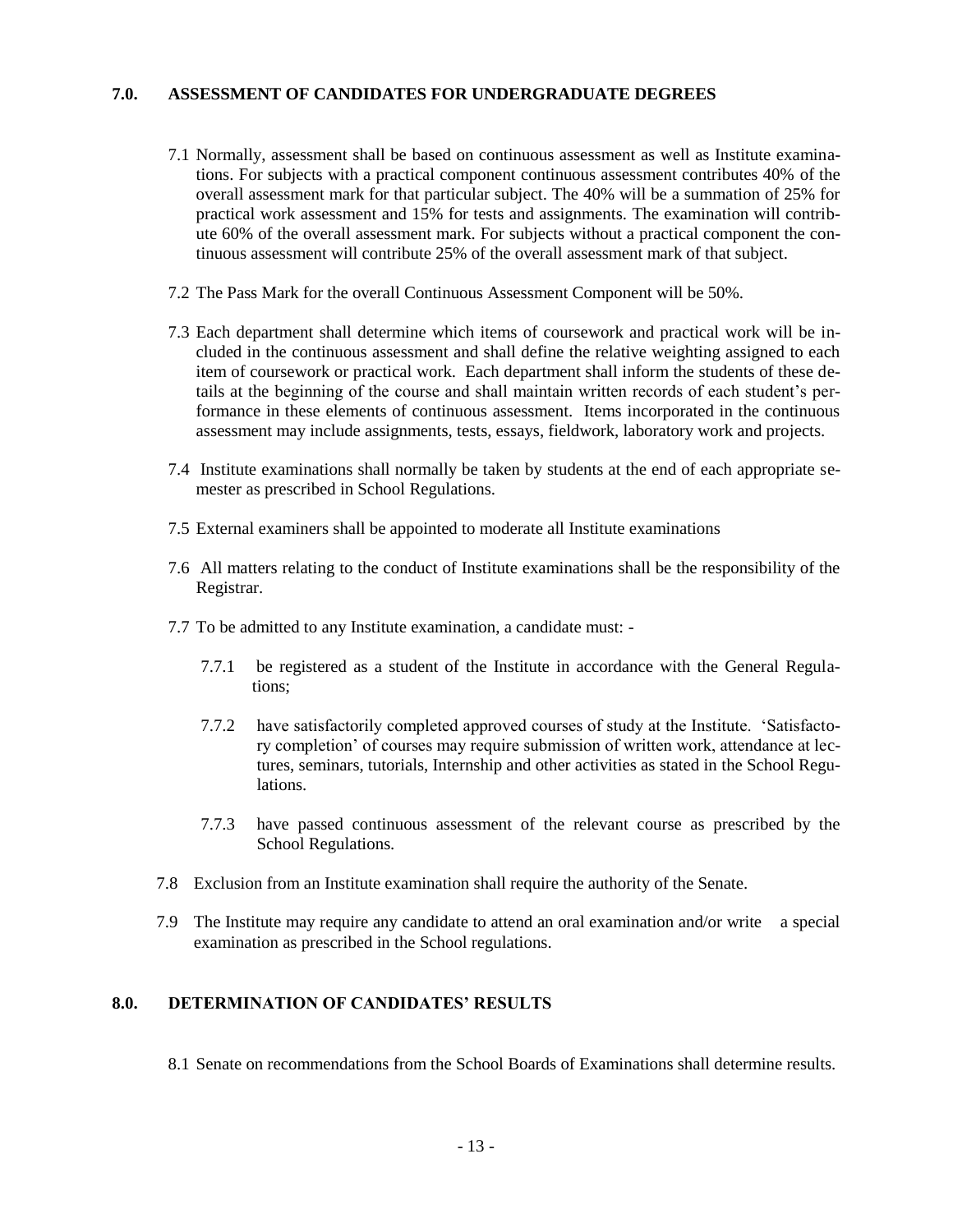## 7.0. ASSESSMENT OF CANDIDATES FOR UNDERGRADUATE DEGREES

7.1 Normally, assessment shall be based on continuous assessment as well as Institute examinations. For subjects with a practical component continuous assessment contributes 40% of the overall assessment mark for that particular subject. The 40% will be a summation of 25% for practical work assessment and 15% for tests and assignments. The examination will contribute 60% of the overall assessment mark. For subjects without a practical component the continuous assessment will contribute 25% of the overall assessment mark of that subject.

7.2 The Pass Mark for the overall Continuous Assessment Component will be 50%.

7.3 Each department shall determine which items of coursework and practical work will be included in the continuous assessment and shall define the relative weighting assigned to each item of coursework or practical work. Each department shall inform the students of these details at the beginning of the course and shall maintain written records of each student's performance in these elements of continuous assessment. Items incorporated in the continuous assessment may include assignments, tests, essays, fieldwork, laboratory work and projects.

7.4 Institute examinations shall normally be taken by students at the end of each appropriate semester as prescribed in School Regulations.

7.5 External examiners shall be appointed to moderate all Institute examinations

7.6 All matters relating to the conduct of Institute examinations shall be the responsibility of the Registrar.

7.7 To be admitted to any Institute examination, a candidate must: -

7.7.1 be registered as a student of the Institute in accordance with the General Regulations;

7.7.2 have satisfactorily completed approved courses of study at the Institute. 'Satisfactory completion' of courses may require submission of written work, attendance at lectures, seminars, tutorials, Internship and other activities as stated in the School Regulations.

7.7.3 have passed continuous assessment of the relevant course as prescribed by the School Regulations.

7.8 Exclusion from an Institute examination shall require the authority of the Senate.

7.9 The Institute may require any candidate to attend an oral examination and/or write a special examination as prescribed in the School regulations.

## 8.0. DETERMINATION OF CANDIDATES' RESULTS

8.1 Senate on recommendations from the School Boards of Examinations shall determine results.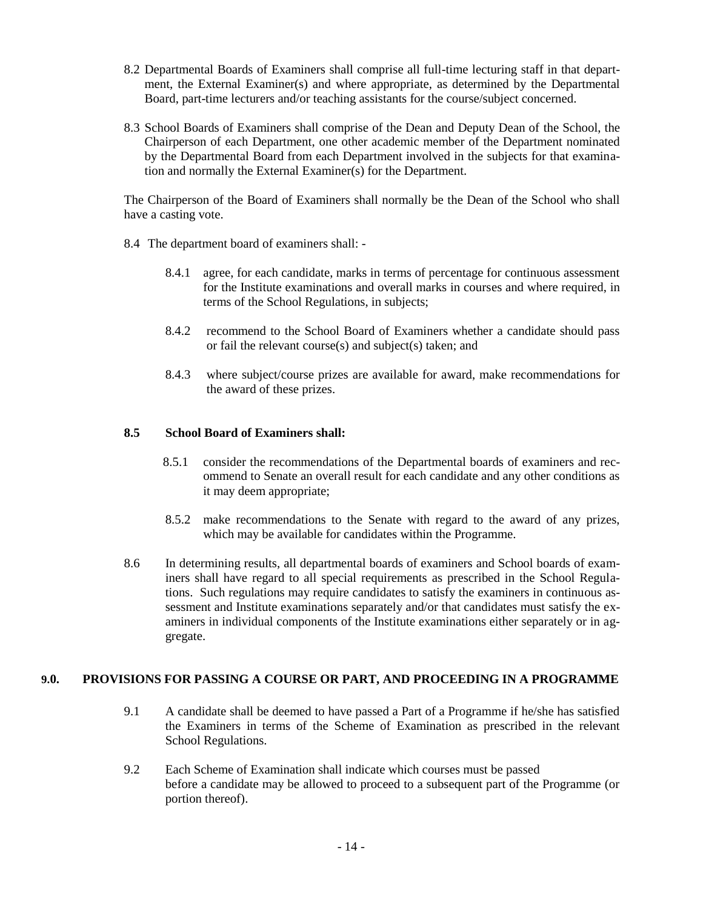8.2 Departmental Boards of Examiners shall comprise all full-time lecturing staff in that department, the External Examiner(s) and where appropriate, as determined by the Departmental Board, part-time lecturers and/or teaching assistants for the course/subject concerned.

8.3 School Boards of Examiners shall comprise of the Dean and Deputy Dean of the School, the Chairperson of each Department, one other academic member of the Department nominated by the Departmental Board from each Department involved in the subjects for that examination and normally the External Examiner(s) for the Department.

The Chairperson of the Board of Examiners shall normally be the Dean of the School who shall have a casting vote.

8.4 The department board of examiners shall: -

8.4.1 agree, for each candidate, marks in terms of percentage for continuous assessment for the Institute examinations and overall marks in courses and where required, in terms of the School Regulations, in subjects;

8.4.2 recommend to the School Board of Examiners whether a candidate should pass or fail the relevant course(s) and subject(s) taken; and

8.4.3 where subject/course prizes are available for award, make recommendations for the award of these prizes.

**8.5 School Board of Examiners shall:**

8.5.1 consider the recommendations of the Departmental boards of examiners and recommend to Senate an overall result for each candidate and any other conditions as it may deem appropriate;

8.5.2 make recommendations to the Senate with regard to the award of any prizes, which may be available for candidates within the Programme.

8.6 In determining results, all departmental boards of examiners and School boards of examiners shall have regard to all special requirements as prescribed in the School Regulations. Such regulations may require candidates to satisfy the examiners in continuous assessment and Institute examinations separately and/or that candidates must satisfy the examiners in individual components of the Institute examinations either separately or in aggregate.

## 9.0. PROVISIONS FOR PASSING A COURSE OR PART, AND PROCEEDING IN A PROGRAMME

9.1 A candidate shall be deemed to have passed a Part of a Programme if he/she has satisfied the Examiners in terms of the Scheme of Examination as prescribed in the relevant School Regulations.

9.2 Each Scheme of Examination shall indicate which courses must be passed before a candidate may be allowed to proceed to a subsequent part of the Programme (or portion thereof).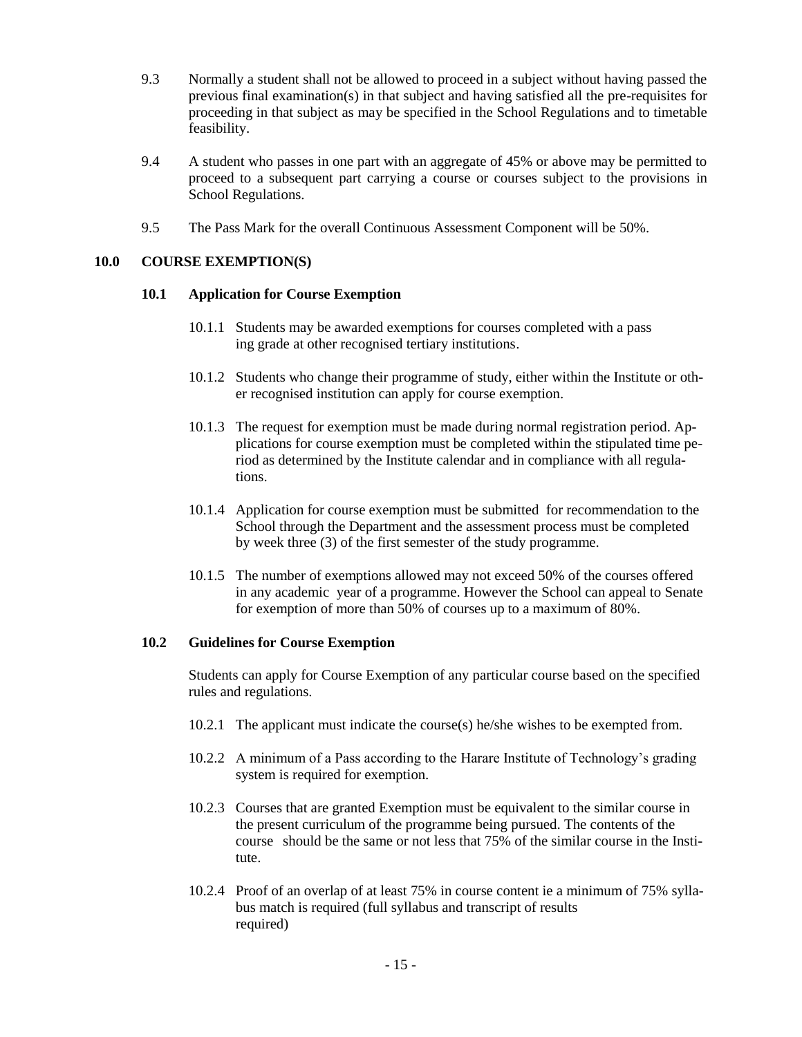9.3 Normally a student shall not be allowed to proceed in a subject without having passed the previous final examination(s) in that subject and having satisfied all the pre-requisites for proceeding in that subject as may be specified in the School Regulations and to timetable feasibility.

9.4 A student who passes in one part with an aggregate of 45% or above may be permitted to proceed to a subsequent part carrying a course or courses subject to the provisions in School Regulations.

9.5 The Pass Mark for the overall Continuous Assessment Component will be 50%.

## 10.0 COURSE EXEMPTION(S)

### 10.1 Application for Course Exemption

10.1.1 Students may be awarded exemptions for courses completed with a passing grade at other recognised tertiary institutions.

10.1.2 Students who change their programme of study, either within the Institute or other recognised institution can apply for course exemption.

10.1.3 The request for exemption must be made during normal registration period. Applications for course exemption must be completed within the stipulated time period as determined by the Institute calendar and in compliance with all regulations.

10.1.4 Application for course exemption must be submitted for recommendation to the School through the Department and the assessment process must be completed by week three (3) of the first semester of the study programme.

10.1.5 The number of exemptions allowed may not exceed 50% of the courses offered in any academic year of a programme. However the School can appeal to Senate for exemption of more than 50% of courses up to a maximum of 80%.

### 10.2 Guidelines for Course Exemption

Students can apply for Course Exemption of any particular course based on the specified rules and regulations.

10.2.1 The applicant must indicate the course(s) he/she wishes to be exempted from.

10.2.2 A minimum of a Pass according to the Harare Institute of Technology's grading system is required for exemption.

10.2.3 Courses that are granted Exemption must be equivalent to the similar course in the present curriculum of the programme being pursued. The contents of the course should be the same or not less that 75% of the similar course in the Institute.

10.2.4 Proof of an overlap of at least 75% in course content ie a minimum of 75% syllabus match is required (full syllabus and transcript of results required)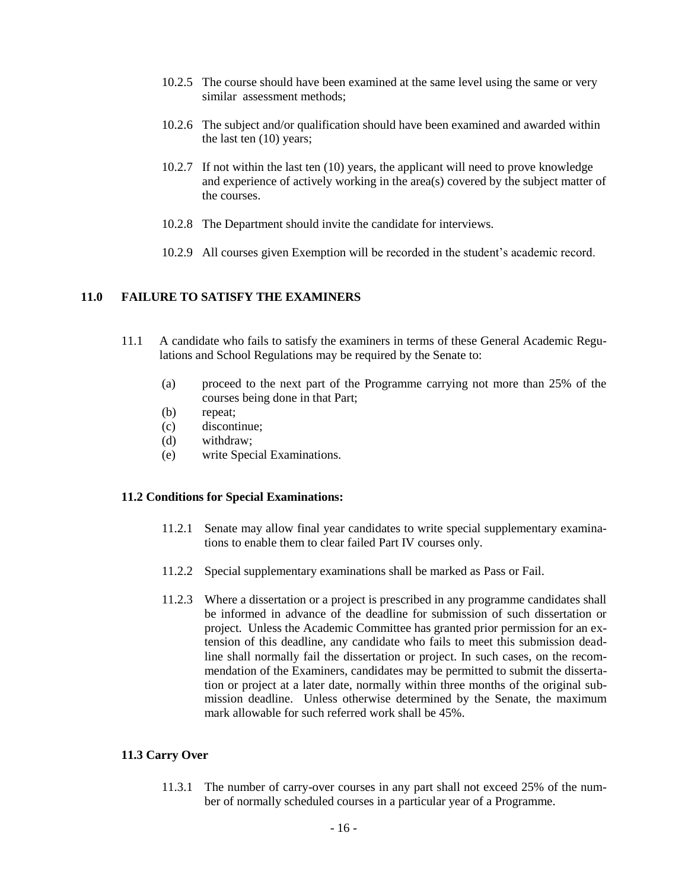10.2.5 The course should have been examined at the same level using the same or very similar assessment methods;

10.2.6 The subject and/or qualification should have been examined and awarded within the last ten (10) years;

10.2.7 If not within the last ten (10) years, the applicant will need to prove knowledge and experience of actively working in the area(s) covered by the subject matter of the courses.

10.2.8 The Department should invite the candidate for interviews.

10.2.9 All courses given Exemption will be recorded in the student's academic record.

## 11.0 FAILURE TO SATISFY THE EXAMINERS

11.1 A candidate who fails to satisfy the examiners in terms of these General Academic Regulations and School Regulations may be required by the Senate to:

- (a) proceed to the next part of the Programme carrying not more than 25% of the courses being done in that Part;
- (b) repeat;
- (c) discontinue;
- (d) withdraw;
- (e) write Special Examinations.

### 11.2 Conditions for Special Examinations:

11.2.1 Senate may allow final year candidates to write special supplementary examinations to enable them to clear failed Part IV courses only.

11.2.2 Special supplementary examinations shall be marked as Pass or Fail.

11.2.3 Where a dissertation or a project is prescribed in any programme candidates shall be informed in advance of the deadline for submission of such dissertation or project. Unless the Academic Committee has granted prior permission for an extension of this deadline, any candidate who fails to meet this submission deadline shall normally fail the dissertation or project. In such cases, on the recommendation of the Examiners, candidates may be permitted to submit the dissertation or project at a later date, normally within three months of the original submission deadline. Unless otherwise determined by the Senate, the maximum mark allowable for such referred work shall be 45%.

### 11.3 Carry Over

11.3.1 The number of carry-over courses in any part shall not exceed 25% of the number of normally scheduled courses in a particular year of a Programme.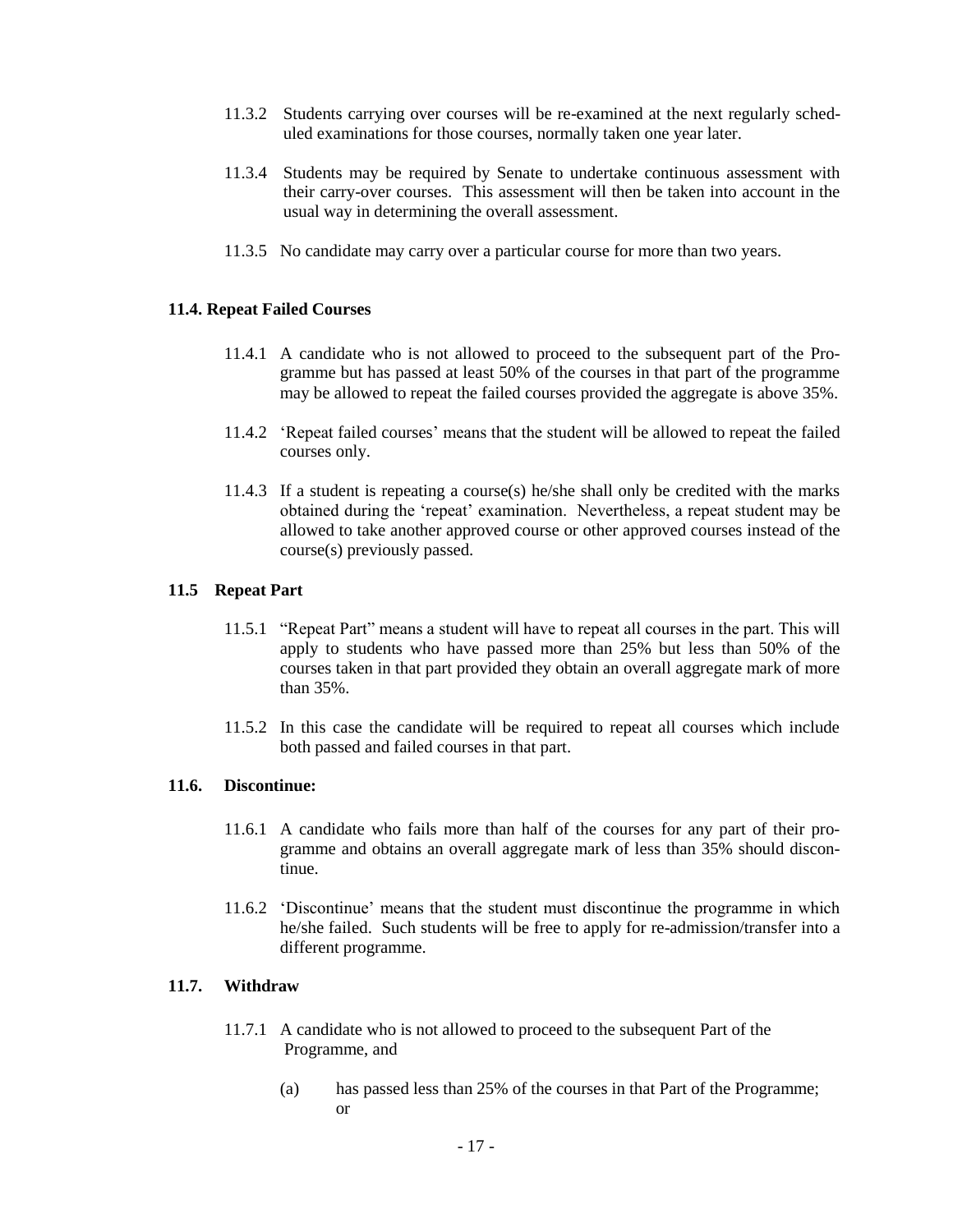11.3.2 Students carrying over courses will be re-examined at the next regularly scheduled examinations for those courses, normally taken one year later.

11.3.4 Students may be required by Senate to undertake continuous assessment with their carry-over courses. This assessment will then be taken into account in the usual way in determining the overall assessment.

11.3.5 No candidate may carry over a particular course for more than two years.

### 11.4. Repeat Failed Courses

11.4.1 A candidate who is not allowed to proceed to the subsequent part of the Programme but has passed at least 50% of the courses in that part of the programme may be allowed to repeat the failed courses provided the aggregate is above 35%.

11.4.2 'Repeat failed courses' means that the student will be allowed to repeat the failed courses only.

11.4.3 If a student is repeating a course(s) he/she shall only be credited with the marks obtained during the 'repeat' examination. Nevertheless, a repeat student may be allowed to take another approved course or other approved courses instead of the course(s) previously passed.

### 11.5 Repeat Part

11.5.1 "Repeat Part" means a student will have to repeat all courses in the part. This will apply to students who have passed more than 25% but less than 50% of the courses taken in that part provided they obtain an overall aggregate mark of more than 35%.

11.5.2 In this case the candidate will be required to repeat all courses which include both passed and failed courses in that part.

### 11.6. Discontinue:

11.6.1 A candidate who fails more than half of the courses for any part of their programme and obtains an overall aggregate mark of less than 35% should discontinue.

11.6.2 'Discontinue' means that the student must discontinue the programme in which he/she failed. Such students will be free to apply for re-admission/transfer into a different programme.

### 11.7. Withdraw

11.7.1 A candidate who is not allowed to proceed to the subsequent Part of the Programme, and

(a) has passed less than 25% of the courses in that Part of the Programme; or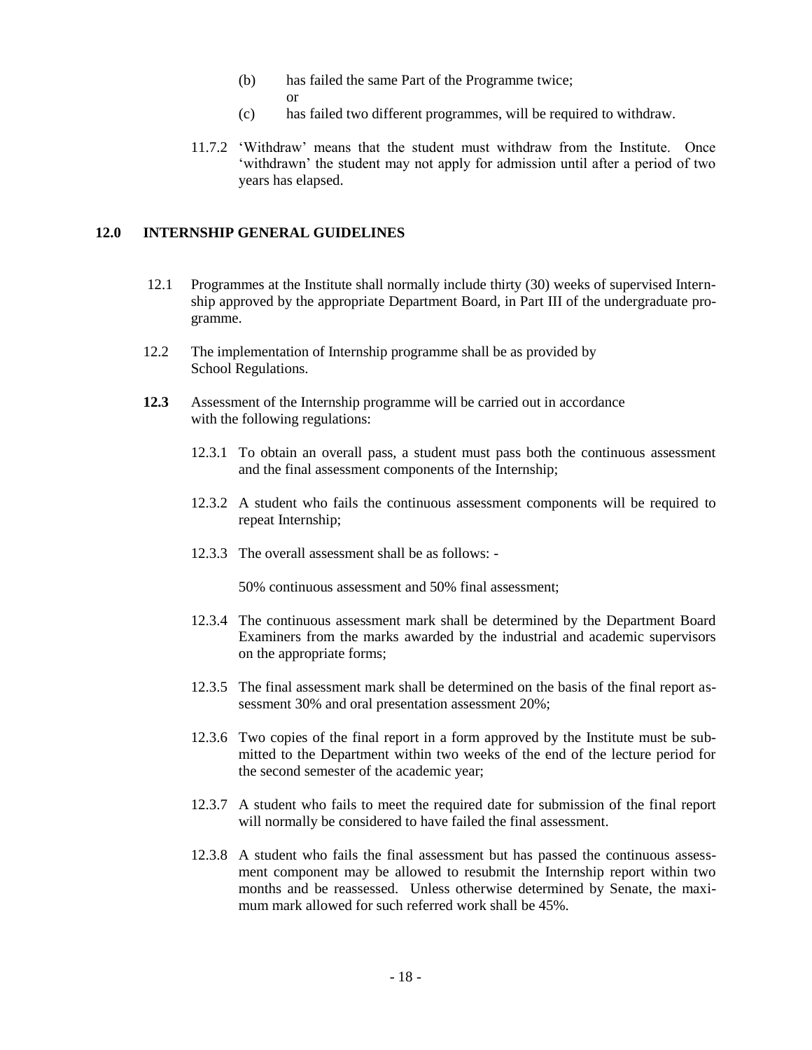(b) has failed the same Part of the Programme twice;
or

(c) has failed two different programmes, will be required to withdraw.

11.7.2 'Withdraw' means that the student must withdraw from the Institute. Once 'withdrawn' the student may not apply for admission until after a period of two years has elapsed.

## 12.0 INTERNSHIP GENERAL GUIDELINES

12.1 Programmes at the Institute shall normally include thirty (30) weeks of supervised Internship approved by the appropriate Department Board, in Part III of the undergraduate programme.

12.2 The implementation of Internship programme shall be as provided by School Regulations.

**12.3** Assessment of the Internship programme will be carried out in accordance with the following regulations:

12.3.1 To obtain an overall pass, a student must pass both the continuous assessment and the final assessment components of the Internship;

12.3.2 A student who fails the continuous assessment components will be required to repeat Internship;

12.3.3 The overall assessment shall be as follows: -

50% continuous assessment and 50% final assessment;

12.3.4 The continuous assessment mark shall be determined by the Department Board Examiners from the marks awarded by the industrial and academic supervisors on the appropriate forms;

12.3.5 The final assessment mark shall be determined on the basis of the final report assessment 30% and oral presentation assessment 20%;

12.3.6 Two copies of the final report in a form approved by the Institute must be submitted to the Department within two weeks of the end of the lecture period for the second semester of the academic year;

12.3.7 A student who fails to meet the required date for submission of the final report will normally be considered to have failed the final assessment.

12.3.8 A student who fails the final assessment but has passed the continuous assessment component may be allowed to resubmit the Internship report within two months and be reassessed. Unless otherwise determined by Senate, the maximum mark allowed for such referred work shall be 45%.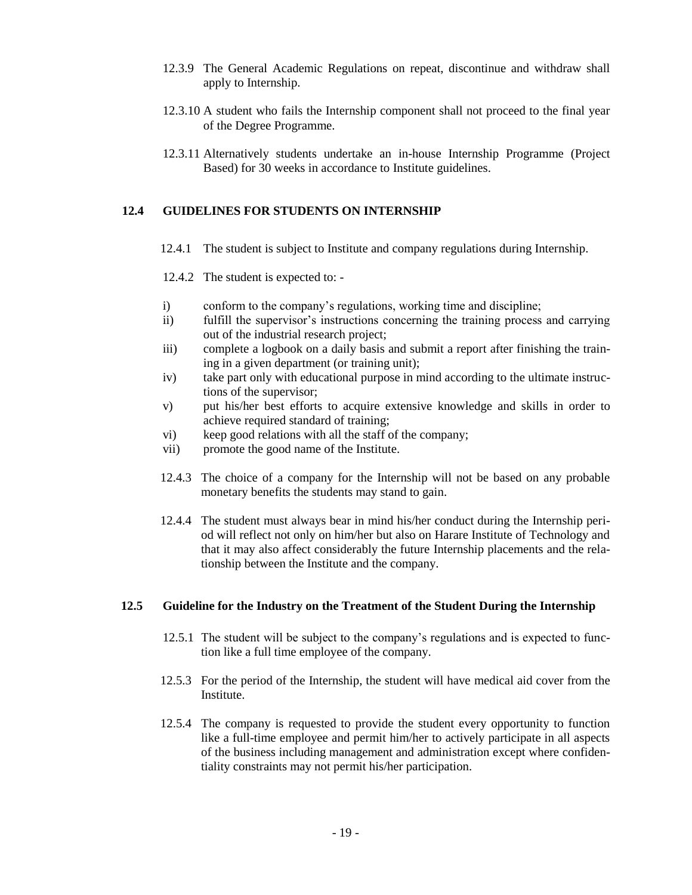12.3.9 The General Academic Regulations on repeat, discontinue and withdraw shall apply to Internship.

12.3.10 A student who fails the Internship component shall not proceed to the final year of the Degree Programme.

12.3.11 Alternatively students undertake an in-house Internship Programme (Project Based) for 30 weeks in accordance to Institute guidelines.

## 12.4 GUIDELINES FOR STUDENTS ON INTERNSHIP

12.4.1 The student is subject to Institute and company regulations during Internship.

12.4.2 The student is expected to: -

i) conform to the company's regulations, working time and discipline;
ii) fulfill the supervisor's instructions concerning the training process and carrying out of the industrial research project;
iii) complete a logbook on a daily basis and submit a report after finishing the training in a given department (or training unit);
iv) take part only with educational purpose in mind according to the ultimate instructions of the supervisor;
v) put his/her best efforts to acquire extensive knowledge and skills in order to achieve required standard of training;
vi) keep good relations with all the staff of the company;
vii) promote the good name of the Institute.

12.4.3 The choice of a company for the Internship will not be based on any probable monetary benefits the students may stand to gain.

12.4.4 The student must always bear in mind his/her conduct during the Internship period will reflect not only on him/her but also on Harare Institute of Technology and that it may also affect considerably the future Internship placements and the relationship between the Institute and the company.

## 12.5 Guideline for the Industry on the Treatment of the Student During the Internship

12.5.1 The student will be subject to the company's regulations and is expected to function like a full time employee of the company.

12.5.3 For the period of the Internship, the student will have medical aid cover from the Institute.

12.5.4 The company is requested to provide the student every opportunity to function like a full-time employee and permit him/her to actively participate in all aspects of the business including management and administration except where confidentiality constraints may not permit his/her participation.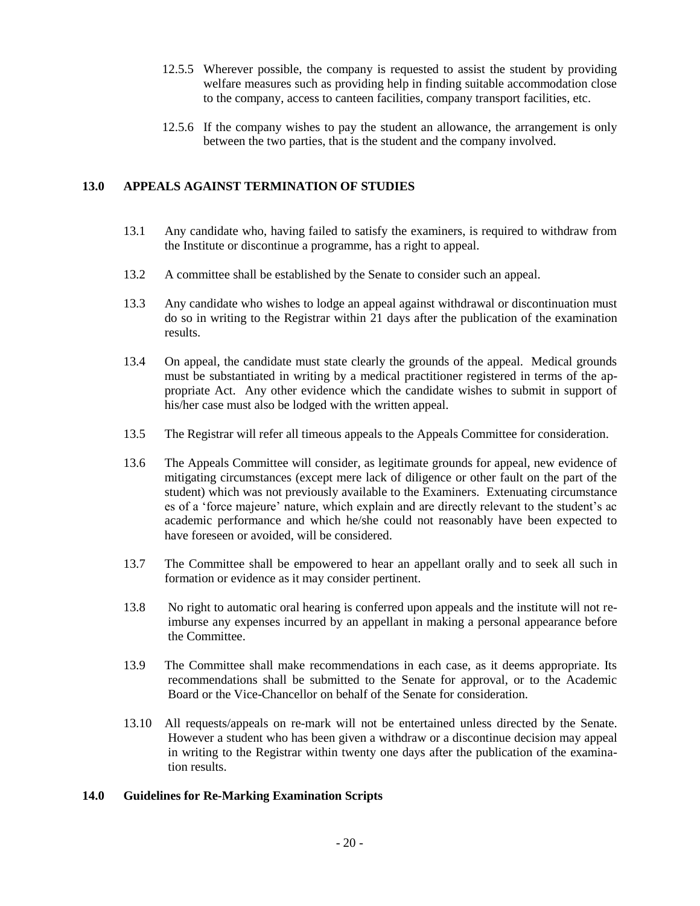12.5.5 Wherever possible, the company is requested to assist the student by providing welfare measures such as providing help in finding suitable accommodation close to the company, access to canteen facilities, company transport facilities, etc.

12.5.6 If the company wishes to pay the student an allowance, the arrangement is only between the two parties, that is the student and the company involved.

## 13.0 APPEALS AGAINST TERMINATION OF STUDIES

13.1 Any candidate who, having failed to satisfy the examiners, is required to withdraw from the Institute or discontinue a programme, has a right to appeal.

13.2 A committee shall be established by the Senate to consider such an appeal.

13.3 Any candidate who wishes to lodge an appeal against withdrawal or discontinuation must do so in writing to the Registrar within 21 days after the publication of the examination results.

13.4 On appeal, the candidate must state clearly the grounds of the appeal. Medical grounds must be substantiated in writing by a medical practitioner registered in terms of the appropriate Act. Any other evidence which the candidate wishes to submit in support of his/her case must also be lodged with the written appeal.

13.5 The Registrar will refer all timeous appeals to the Appeals Committee for consideration.

13.6 The Appeals Committee will consider, as legitimate grounds for appeal, new evidence of mitigating circumstances (except mere lack of diligence or other fault on the part of the student) which was not previously available to the Examiners. Extenuating circumstance es of a 'force majeure' nature, which explain and are directly relevant to the student's ac academic performance and which he/she could not reasonably have been expected to have foreseen or avoided, will be considered.

13.7 The Committee shall be empowered to hear an appellant orally and to seek all such in formation or evidence as it may consider pertinent.

13.8 No right to automatic oral hearing is conferred upon appeals and the institute will not reimburse any expenses incurred by an appellant in making a personal appearance before the Committee.

13.9 The Committee shall make recommendations in each case, as it deems appropriate. Its recommendations shall be submitted to the Senate for approval, or to the Academic Board or the Vice-Chancellor on behalf of the Senate for consideration.

13.10 All requests/appeals on re-mark will not be entertained unless directed by the Senate. However a student who has been given a withdraw or a discontinue decision may appeal in writing to the Registrar within twenty one days after the publication of the examination results.

## 14.0 Guidelines for Re-Marking Examination Scripts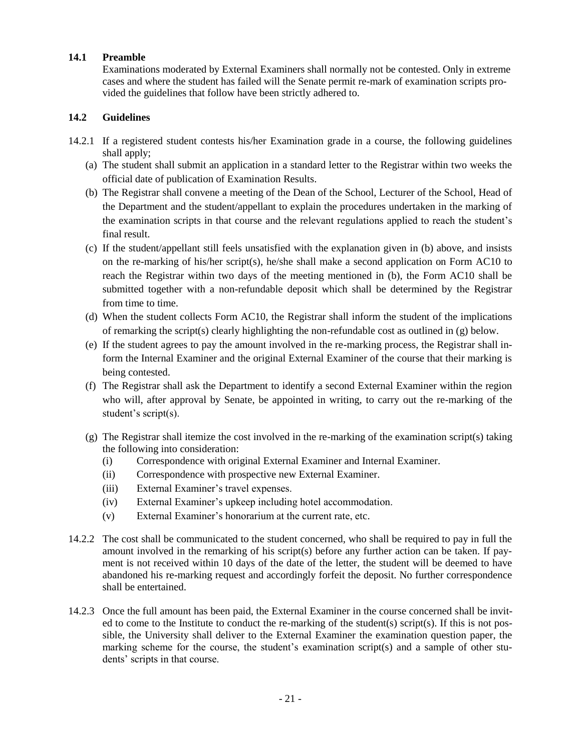### 14.1 Preamble

Examinations moderated by External Examiners shall normally not be contested. Only in extreme cases and where the student has failed will the Senate permit re-mark of examination scripts provided the guidelines that follow have been strictly adhered to.

### 14.2 Guidelines

14.2.1 If a registered student contests his/her Examination grade in a course, the following guidelines shall apply;

(a) The student shall submit an application in a standard letter to the Registrar within two weeks the official date of publication of Examination Results.

(b) The Registrar shall convene a meeting of the Dean of the School, Lecturer of the School, Head of the Department and the student/appellant to explain the procedures undertaken in the marking of the examination scripts in that course and the relevant regulations applied to reach the student's final result.

(c) If the student/appellant still feels unsatisfied with the explanation given in (b) above, and insists on the re-marking of his/her script(s), he/she shall make a second application on Form AC10 to reach the Registrar within two days of the meeting mentioned in (b), the Form AC10 shall be submitted together with a non-refundable deposit which shall be determined by the Registrar from time to time.

(d) When the student collects Form AC10, the Registrar shall inform the student of the implications of remarking the script(s) clearly highlighting the non-refundable cost as outlined in (g) below.

(e) If the student agrees to pay the amount involved in the re-marking process, the Registrar shall inform the Internal Examiner and the original External Examiner of the course that their marking is being contested.

(f) The Registrar shall ask the Department to identify a second External Examiner within the region who will, after approval by Senate, be appointed in writing, to carry out the re-marking of the student's script(s).

(g) The Registrar shall itemize the cost involved in the re-marking of the examination script(s) taking the following into consideration:

- (i) Correspondence with original External Examiner and Internal Examiner.
- (ii) Correspondence with prospective new External Examiner.
- (iii) External Examiner's travel expenses.
- (iv) External Examiner's upkeep including hotel accommodation.
- (v) External Examiner's honorarium at the current rate, etc.

14.2.2 The cost shall be communicated to the student concerned, who shall be required to pay in full the amount involved in the remarking of his script(s) before any further action can be taken. If payment is not received within 10 days of the date of the letter, the student will be deemed to have abandoned his re-marking request and accordingly forfeit the deposit. No further correspondence shall be entertained.

14.2.3 Once the full amount has been paid, the External Examiner in the course concerned shall be invited to come to the Institute to conduct the re-marking of the student(s) script(s). If this is not possible, the University shall deliver to the External Examiner the examination question paper, the marking scheme for the course, the student's examination script(s) and a sample of other students' scripts in that course.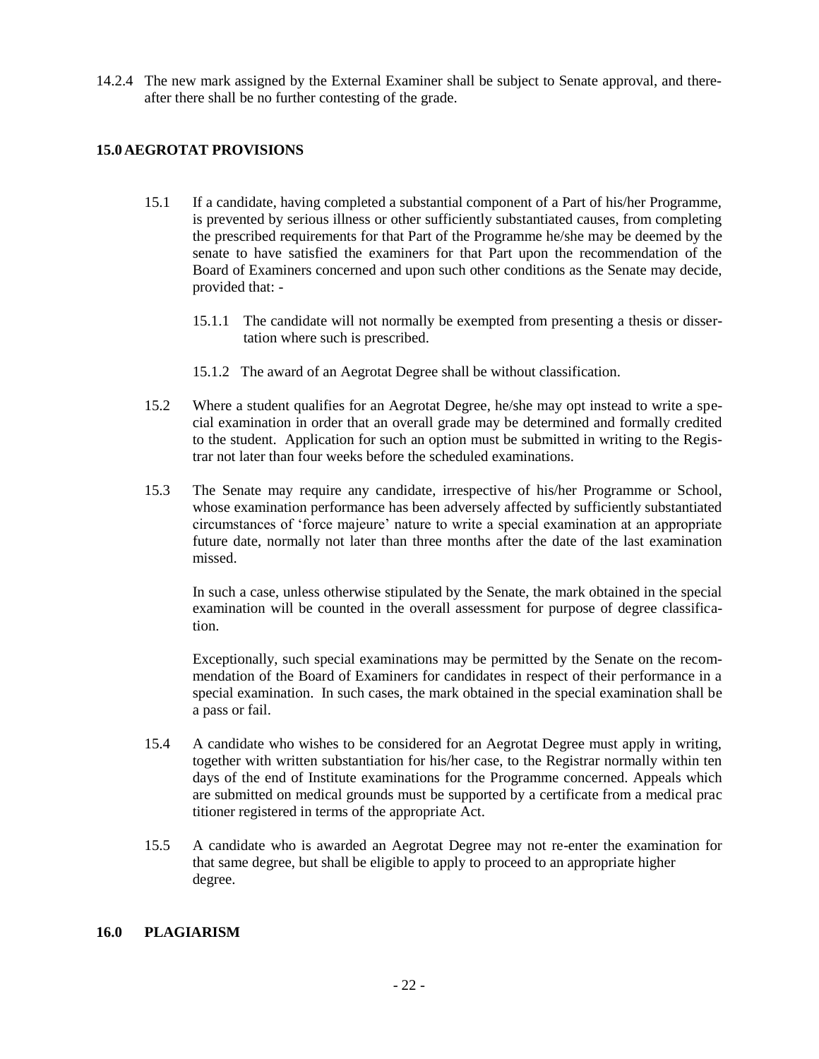14.2.4 The new mark assigned by the External Examiner shall be subject to Senate approval, and thereafter there shall be no further contesting of the grade.

## 15.0 AEGROTAT PROVISIONS

15.1 If a candidate, having completed a substantial component of a Part of his/her Programme, is prevented by serious illness or other sufficiently substantiated causes, from completing the prescribed requirements for that Part of the Programme he/she may be deemed by the senate to have satisfied the examiners for that Part upon the recommendation of the Board of Examiners concerned and upon such other conditions as the Senate may decide, provided that: -

15.1.1 The candidate will not normally be exempted from presenting a thesis or dissertation where such is prescribed.

15.1.2 The award of an Aegrotat Degree shall be without classification.

15.2 Where a student qualifies for an Aegrotat Degree, he/she may opt instead to write a special examination in order that an overall grade may be determined and formally credited to the student. Application for such an option must be submitted in writing to the Registrar not later than four weeks before the scheduled examinations.

15.3 The Senate may require any candidate, irrespective of his/her Programme or School, whose examination performance has been adversely affected by sufficiently substantiated circumstances of 'force majeure' nature to write a special examination at an appropriate future date, normally not later than three months after the date of the last examination missed.

In such a case, unless otherwise stipulated by the Senate, the mark obtained in the special examination will be counted in the overall assessment for purpose of degree classification.

Exceptionally, such special examinations may be permitted by the Senate on the recommendation of the Board of Examiners for candidates in respect of their performance in a special examination. In such cases, the mark obtained in the special examination shall be a pass or fail.

15.4 A candidate who wishes to be considered for an Aegrotat Degree must apply in writing, together with written substantiation for his/her case, to the Registrar normally within ten days of the end of Institute examinations for the Programme concerned. Appeals which are submitted on medical grounds must be supported by a certificate from a medical practitioner registered in terms of the appropriate Act.

15.5 A candidate who is awarded an Aegrotat Degree may not re-enter the examination for that same degree, but shall be eligible to apply to proceed to an appropriate higher degree.

## 16.0 PLAGIARISM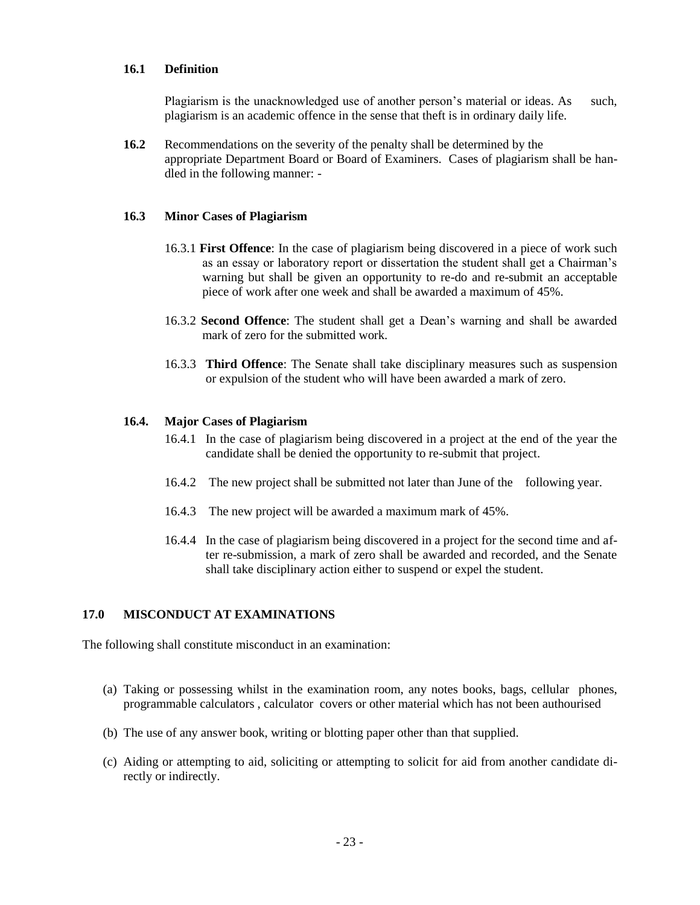### 16.1 Definition

Plagiarism is the unacknowledged use of another person's material or ideas. As such, plagiarism is an academic offence in the sense that theft is in ordinary daily life.

**16.2** Recommendations on the severity of the penalty shall be determined by the appropriate Department Board or Board of Examiners. Cases of plagiarism shall be handled in the following manner: -

### 16.3 Minor Cases of Plagiarism

16.3.1 **First Offence**: In the case of plagiarism being discovered in a piece of work such as an essay or laboratory report or dissertation the student shall get a Chairman's warning but shall be given an opportunity to re-do and re-submit an acceptable piece of work after one week and shall be awarded a maximum of 45%.

16.3.2 **Second Offence**: The student shall get a Dean's warning and shall be awarded mark of zero for the submitted work.

16.3.3 **Third Offence**: The Senate shall take disciplinary measures such as suspension or expulsion of the student who will have been awarded a mark of zero.

### 16.4. Major Cases of Plagiarism

16.4.1 In the case of plagiarism being discovered in a project at the end of the year the candidate shall be denied the opportunity to re-submit that project.

16.4.2 The new project shall be submitted not later than June of the following year.

16.4.3 The new project will be awarded a maximum mark of 45%.

16.4.4 In the case of plagiarism being discovered in a project for the second time and after re-submission, a mark of zero shall be awarded and recorded, and the Senate shall take disciplinary action either to suspend or expel the student.

## 17.0 MISCONDUCT AT EXAMINATIONS

The following shall constitute misconduct in an examination:

(a) Taking or possessing whilst in the examination room, any notes books, bags, cellular phones, programmable calculators , calculator covers or other material which has not been authourised

(b) The use of any answer book, writing or blotting paper other than that supplied.

(c) Aiding or attempting to aid, soliciting or attempting to solicit for aid from another candidate directly or indirectly.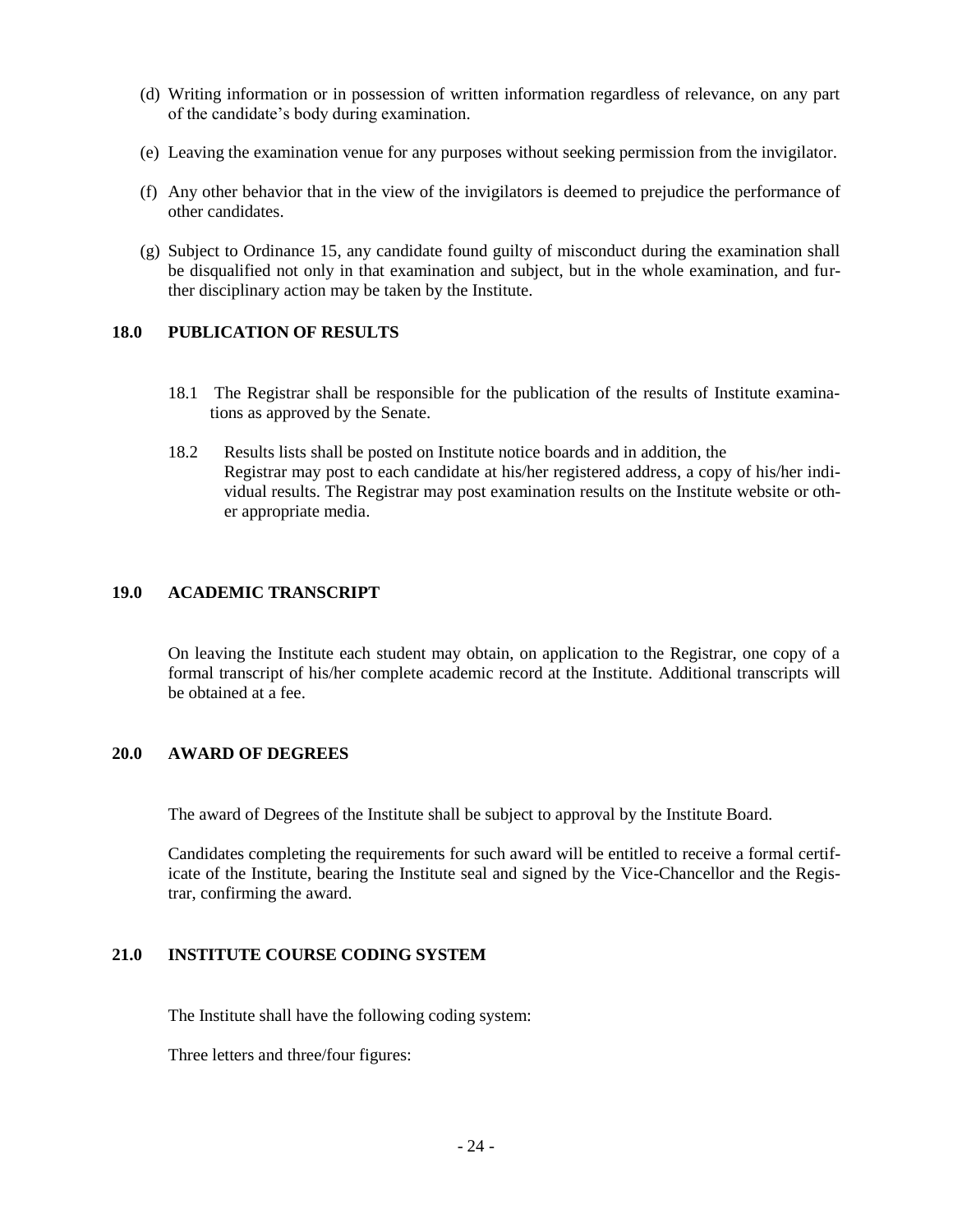(d) Writing information or in possession of written information regardless of relevance, on any part of the candidate's body during examination.

(e) Leaving the examination venue for any purposes without seeking permission from the invigilator.

(f) Any other behavior that in the view of the invigilators is deemed to prejudice the performance of other candidates.

(g) Subject to Ordinance 15, any candidate found guilty of misconduct during the examination shall be disqualified not only in that examination and subject, but in the whole examination, and further disciplinary action may be taken by the Institute.

## 18.0 PUBLICATION OF RESULTS

18.1 The Registrar shall be responsible for the publication of the results of Institute examinations as approved by the Senate.

18.2 Results lists shall be posted on Institute notice boards and in addition, the Registrar may post to each candidate at his/her registered address, a copy of his/her individual results. The Registrar may post examination results on the Institute website or other appropriate media.

## 19.0 ACADEMIC TRANSCRIPT

On leaving the Institute each student may obtain, on application to the Registrar, one copy of a formal transcript of his/her complete academic record at the Institute. Additional transcripts will be obtained at a fee.

## 20.0 AWARD OF DEGREES

The award of Degrees of the Institute shall be subject to approval by the Institute Board.

Candidates completing the requirements for such award will be entitled to receive a formal certificate of the Institute, bearing the Institute seal and signed by the Vice-Chancellor and the Registrar, confirming the award.

## 21.0 INSTITUTE COURSE CODING SYSTEM

The Institute shall have the following coding system:

Three letters and three/four figures: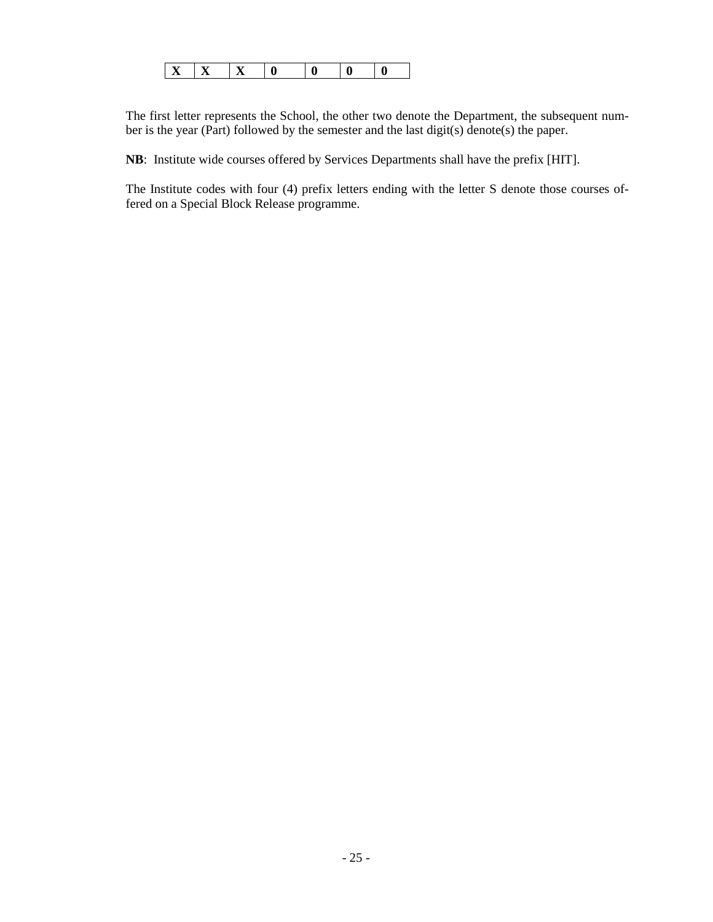| X | X | X | 0 | 0 | 0 | 0 |
|---|---|---|---|---|---|---|

The first letter represents the School, the other two denote the Department, the subsequent number is the year (Part) followed by the semester and the last digit(s) denote(s) the paper.

**NB**: Institute wide courses offered by Services Departments shall have the prefix [HIT].

The Institute codes with four (4) prefix letters ending with the letter S denote those courses offered on a Special Block Release programme.